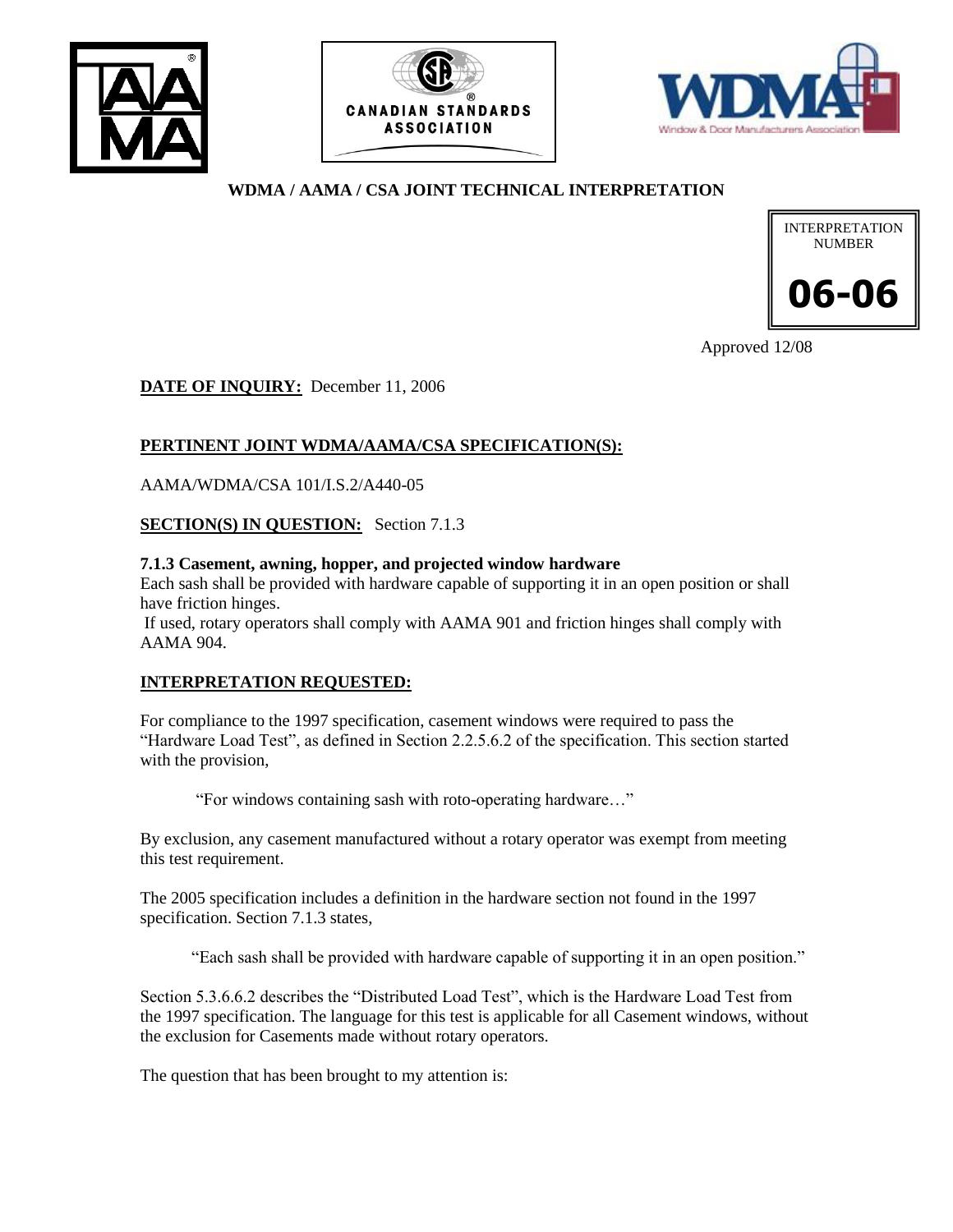# WDMA / AAMA / CSA JOINT TECHNICAL INTERPRETATION

INTERPRETATION NUMBER

**06-06**

Approved 12/08

**DATE OF INQUIRY:** December 11, 2006

**PERTINENT JOINT WDMA/AAMA/CSA SPECIFICATION(S):**

AAMA/WDMA/CSA 101/I.S.2/A440-05

**SECTION(S) IN QUESTION:** Section 7.1.3

**7.1.3 Casement, awning, hopper, and projected window hardware**

Each sash shall be provided with hardware capable of supporting it in an open position or shall have friction hinges.

If used, rotary operators shall comply with AAMA 901 and friction hinges shall comply with AAMA 904.

**INTERPRETATION REQUESTED:**

For compliance to the 1997 specification, casement windows were required to pass the "Hardware Load Test", as defined in Section 2.2.5.6.2 of the specification. This section started with the provision,

> "For windows containing sash with roto-operating hardware…"

By exclusion, any casement manufactured without a rotary operator was exempt from meeting this test requirement.

The 2005 specification includes a definition in the hardware section not found in the 1997 specification. Section 7.1.3 states,

> "Each sash shall be provided with hardware capable of supporting it in an open position."

Section 5.3.6.6.2 describes the "Distributed Load Test", which is the Hardware Load Test from the 1997 specification. The language for this test is applicable for all Casement windows, without the exclusion for Casements made without rotary operators.

The question that has been brought to my attention is: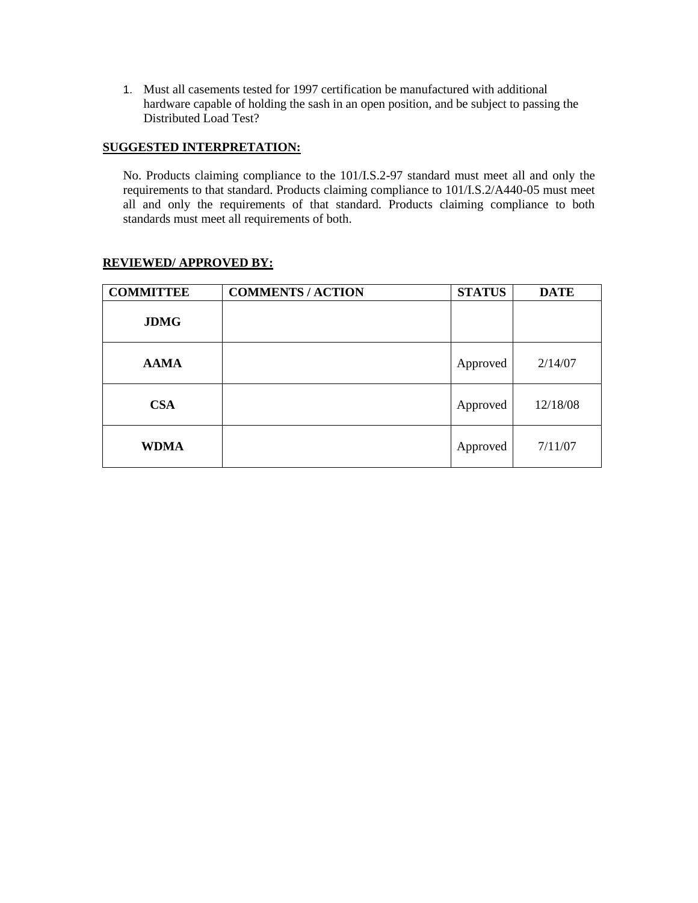1. Must all casements tested for 1997 certification be manufactured with additional hardware capable of holding the sash in an open position, and be subject to passing the Distributed Load Test?

**SUGGESTED INTERPRETATION:**

No. Products claiming compliance to the 101/I.S.2-97 standard must meet all and only the requirements to that standard. Products claiming compliance to 101/I.S.2/A440-05 must meet all and only the requirements of that standard. Products claiming compliance to both standards must meet all requirements of both.

**REVIEWED/ APPROVED BY:**

| COMMITTEE | COMMENTS / ACTION | STATUS | DATE |
|---|---|---|---|
| **JDMG** | | | |
| **AAMA** | | Approved | 2/14/07 |
| **CSA** | | Approved | 12/18/08 |
| **WDMA** | | Approved | 7/11/07 |